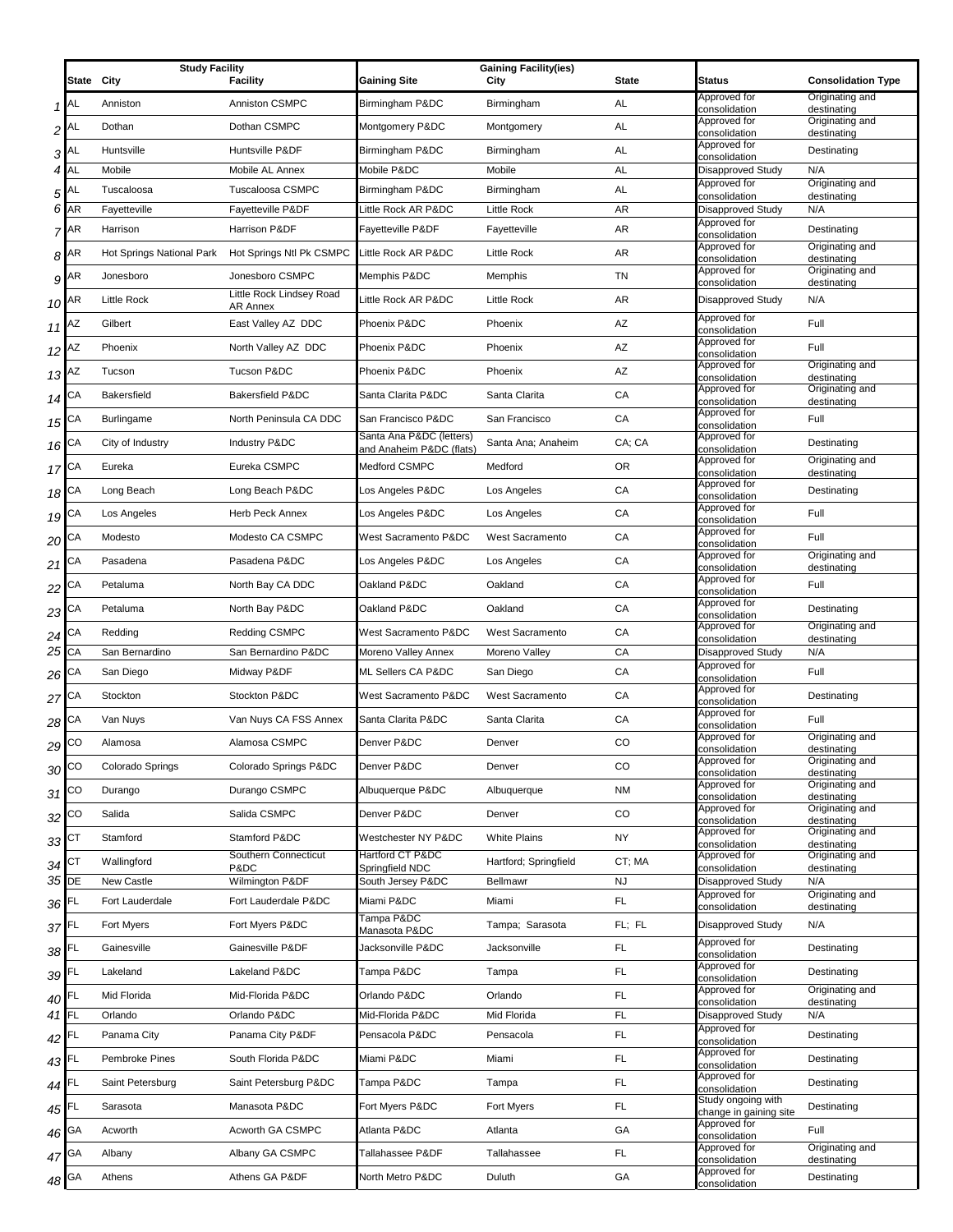| | Study Facility | | | Gaining Facility(ies) | | | | |
|---|---|---|---|---|---|---|---|---|
| | State City | | Facility | Gaining Site | City | State | Status | Consolidation Type |
| 1 | AL | Anniston | Anniston CSMPC | Birmingham P&DC | Birmingham | AL | Approved for consolidation | Originating and destinating |
| 2 | AL | Dothan | Dothan CSMPC | Montgomery P&DC | Montgomery | AL | Approved for consolidation | Originating and destinating |
| 3 | AL | Huntsville | Huntsville P&DF | Birmingham P&DC | Birmingham | AL | Approved for consolidation | Destinating |
| 4 | AL | Mobile | Mobile AL Annex | Mobile P&DC | Mobile | AL | Disapproved Study | N/A |
| 5 | AL | Tuscaloosa | Tuscaloosa CSMPC | Birmingham P&DC | Birmingham | AL | Approved for consolidation | Originating and destinating |
| 6 | AR | Fayetteville | Fayetteville P&DF | Little Rock AR P&DC | Little Rock | AR | Disapproved Study | N/A |
| 7 | AR | Harrison | Harrison P&DF | Fayetteville P&DF | Fayetteville | AR | Approved for consolidation | Destinating |
| 8 | AR | Hot Springs National Park | Hot Springs Ntl Pk CSMPC | Little Rock AR P&DC | Little Rock | AR | Approved for consolidation | Originating and destinating |
| 9 | AR | Jonesboro | Jonesboro CSMPC | Memphis P&DC | Memphis | TN | Approved for consolidation | Originating and destinating |
| 10 | AR | Little Rock | Little Rock Lindsey Road AR Annex | Little Rock AR P&DC | Little Rock | AR | Disapproved Study | N/A |
| 11 | AZ | Gilbert | East Valley AZ DDC | Phoenix P&DC | Phoenix | AZ | Approved for consolidation | Full |
| 12 | AZ | Phoenix | North Valley AZ DDC | Phoenix P&DC | Phoenix | AZ | Approved for consolidation | Full |
| 13 | AZ | Tucson | Tucson P&DC | Phoenix P&DC | Phoenix | AZ | Approved for consolidation | Originating and destinating |
| 14 | CA | Bakersfield | Bakersfield P&DC | Santa Clarita P&DC | Santa Clarita | CA | Approved for consolidation | Originating and destinating |
| 15 | CA | Burlingame | North Peninsula CA DDC | San Francisco P&DC | San Francisco | CA | Approved for consolidation | Full |
| 16 | CA | City of Industry | Industry P&DC | Santa Ana P&DC (letters) and Anaheim P&DC (flats) | Santa Ana; Anaheim | CA; CA | Approved for consolidation | Destinating |
| 17 | CA | Eureka | Eureka CSMPC | Medford CSMPC | Medford | OR | Approved for consolidation | Originating and destinating |
| 18 | CA | Long Beach | Long Beach P&DC | Los Angeles P&DC | Los Angeles | CA | Approved for consolidation | Destinating |
| 19 | CA | Los Angeles | Herb Peck Annex | Los Angeles P&DC | Los Angeles | CA | Approved for consolidation | Full |
| 20 | CA | Modesto | Modesto CA CSMPC | West Sacramento P&DC | West Sacramento | CA | Approved for consolidation | Full |
| 21 | CA | Pasadena | Pasadena P&DC | Los Angeles P&DC | Los Angeles | CA | Approved for consolidation | Originating and destinating |
| 22 | CA | Petaluma | North Bay CA DDC | Oakland P&DC | Oakland | CA | Approved for consolidation | Full |
| 23 | CA | Petaluma | North Bay P&DC | Oakland P&DC | Oakland | CA | Approved for consolidation | Destinating |
| 24 | CA | Redding | Redding CSMPC | West Sacramento P&DC | West Sacramento | CA | Approved for consolidation | Originating and destinating |
| 25 | CA | San Bernardino | San Bernardino P&DC | Moreno Valley Annex | Moreno Valley | CA | Disapproved Study | N/A |
| 26 | CA | San Diego | Midway P&DF | ML Sellers CA P&DC | San Diego | CA | Approved for consolidation | Full |
| 27 | CA | Stockton | Stockton P&DC | West Sacramento P&DC | West Sacramento | CA | Approved for consolidation | Destinating |
| 28 | CA | Van Nuys | Van Nuys CA FSS Annex | Santa Clarita P&DC | Santa Clarita | CA | Approved for consolidation | Full |
| 29 | CO | Alamosa | Alamosa CSMPC | Denver P&DC | Denver | CO | Approved for consolidation | Originating and destinating |
| 30 | CO | Colorado Springs | Colorado Springs P&DC | Denver P&DC | Denver | CO | Approved for consolidation | Originating and destinating |
| 31 | CO | Durango | Durango CSMPC | Albuquerque P&DC | Albuquerque | NM | Approved for consolidation | Originating and destinating |
| 32 | CO | Salida | Salida CSMPC | Denver P&DC | Denver | CO | Approved for consolidation | Originating and destinating |
| 33 | CT | Stamford | Stamford P&DC | Westchester NY P&DC | White Plains | NY | Approved for consolidation | Originating and destinating |
| 34 | CT | Wallingford | Southern Connecticut P&DC | Hartford CT P&DC Springfield NDC | Hartford; Springfield | CT; MA | Approved for consolidation | Originating and destinating |
| 35 | DE | New Castle | Wilmington P&DF | South Jersey P&DC | Bellmawr | NJ | Disapproved Study | N/A |
| 36 | FL | Fort Lauderdale | Fort Lauderdale P&DC | Miami P&DC | Miami | FL | Approved for consolidation | Originating and destinating |
| 37 | FL | Fort Myers | Fort Myers P&DC | Tampa P&DC Manasota P&DC | Tampa; Sarasota | FL; FL | Disapproved Study | N/A |
| 38 | FL | Gainesville | Gainesville P&DF | Jacksonville P&DC | Jacksonville | FL | Approved for consolidation | Destinating |
| 39 | FL | Lakeland | Lakeland P&DC | Tampa P&DC | Tampa | FL | Approved for consolidation | Destinating |
| 40 | FL | Mid Florida | Mid-Florida P&DC | Orlando P&DC | Orlando | FL | Approved for consolidation | Originating and destinating |
| 41 | FL | Orlando | Orlando P&DC | Mid-Florida P&DC | Mid Florida | FL | Disapproved Study | N/A |
| 42 | FL | Panama City | Panama City P&DF | Pensacola P&DC | Pensacola | FL | Approved for consolidation | Destinating |
| 43 | FL | Pembroke Pines | South Florida P&DC | Miami P&DC | Miami | FL | Approved for consolidation | Destinating |
| 44 | FL | Saint Petersburg | Saint Petersburg P&DC | Tampa P&DC | Tampa | FL | Approved for consolidation | Destinating |
| 45 | FL | Sarasota | Manasota P&DC | Fort Myers P&DC | Fort Myers | FL | Study ongoing with change in gaining site | Destinating |
| 46 | GA | Acworth | Acworth GA CSMPC | Atlanta P&DC | Atlanta | GA | Approved for consolidation | Full |
| 47 | GA | Albany | Albany GA CSMPC | Tallahassee P&DF | Tallahassee | FL | Approved for consolidation | Originating and destinating |
| 48 | GA | Athens | Athens GA P&DF | North Metro P&DC | Duluth | GA | Approved for consolidation | Destinating |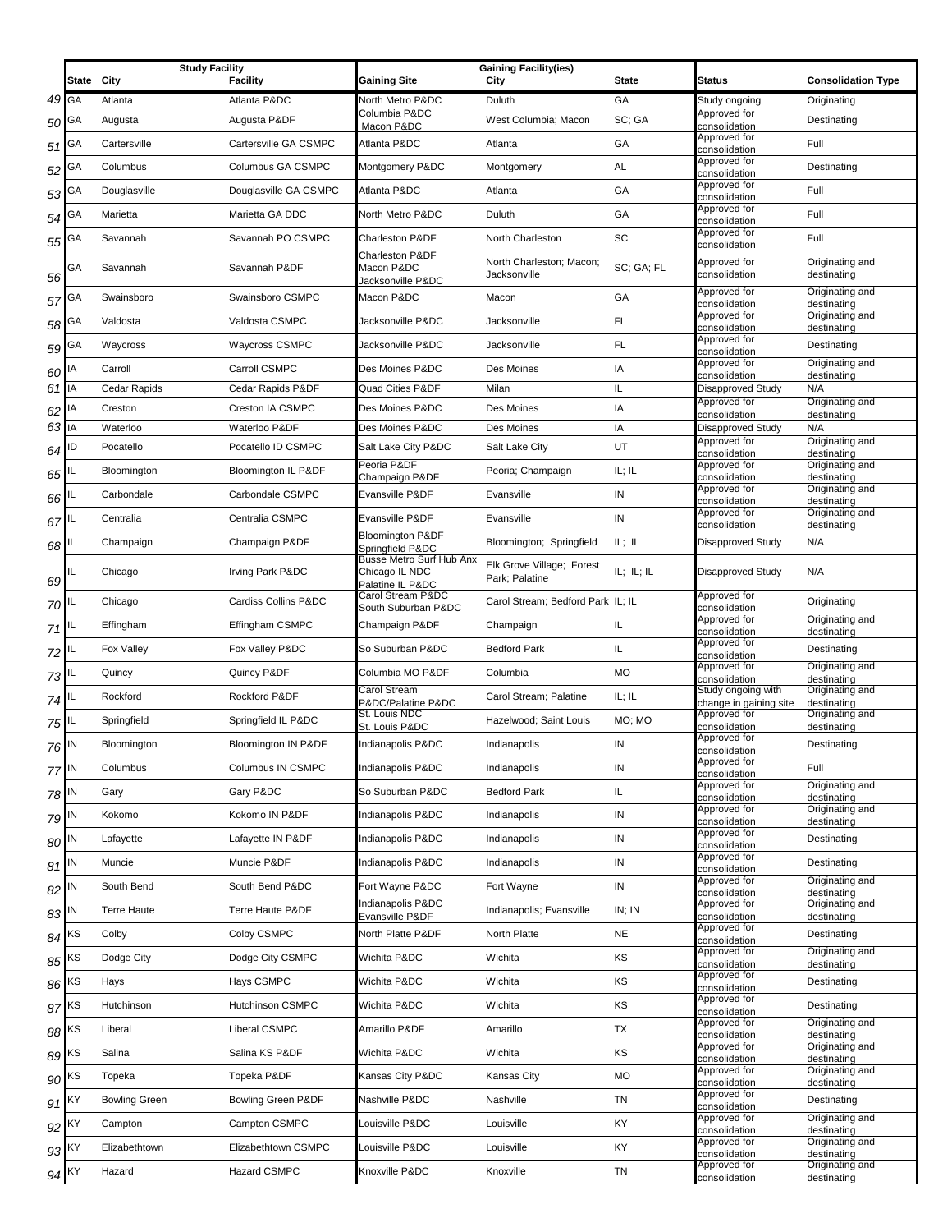| | Study Facility | | | Gaining Facility(ies) | | | | |
|---|---|---|---|---|---|---|---|---|
| | State | City | Facility | Gaining Site | City | State | Status | Consolidation Type |
| 49 | GA | Atlanta | Atlanta P&DC | North Metro P&DC | Duluth | GA | Study ongoing | Originating |
| 50 | GA | Augusta | Augusta P&DF | Columbia P&DC Macon P&DC | West Columbia; Macon | SC; GA | Approved for consolidation | Destinating |
| 51 | GA | Cartersville | Cartersville GA CSMPC | Atlanta P&DC | Atlanta | GA | Approved for consolidation | Full |
| 52 | GA | Columbus | Columbus GA CSMPC | Montgomery P&DC | Montgomery | AL | Approved for consolidation | Destinating |
| 53 | GA | Douglasville | Douglasville GA CSMPC | Atlanta P&DC | Atlanta | GA | Approved for consolidation | Full |
| 54 | GA | Marietta | Marietta GA DDC | North Metro P&DC | Duluth | GA | Approved for consolidation | Full |
| 55 | GA | Savannah | Savannah PO CSMPC | Charleston P&DF | North Charleston | SC | Approved for consolidation | Full |
| 56 | GA | Savannah | Savannah P&DF | Charleston P&DF Macon P&DC Jacksonville P&DC | North Charleston; Macon; Jacksonville | SC; GA; FL | Approved for consolidation | Originating and destinating |
| 57 | GA | Swainsboro | Swainsboro CSMPC | Macon P&DC | Macon | GA | Approved for consolidation | Originating and destinating |
| 58 | GA | Valdosta | Valdosta CSMPC | Jacksonville P&DC | Jacksonville | FL | Approved for consolidation | Originating and destinating |
| 59 | GA | Waycross | Waycross CSMPC | Jacksonville P&DC | Jacksonville | FL | Approved for consolidation | Destinating |
| 60 | IA | Carroll | Carroll CSMPC | Des Moines P&DC | Des Moines | IA | Approved for consolidation | Originating and destinating |
| 61 | IA | Cedar Rapids | Cedar Rapids P&DF | Quad Cities P&DF | Milan | IL | Disapproved Study | N/A |
| 62 | IA | Creston | Creston IA CSMPC | Des Moines P&DC | Des Moines | IA | Approved for consolidation | Originating and destinating |
| 63 | IA | Waterloo | Waterloo P&DF | Des Moines P&DC | Des Moines | IA | Disapproved Study | N/A |
| 64 | ID | Pocatello | Pocatello ID CSMPC | Salt Lake City P&DC | Salt Lake City | UT | Approved for consolidation | Originating and destinating |
| 65 | IL | Bloomington | Bloomington IL P&DF | Peoria P&DF Champaign P&DF | Peoria; Champaign | IL; IL | Approved for consolidation | Originating and destinating |
| 66 | IL | Carbondale | Carbondale CSMPC | Evansville P&DF | Evansville | IN | Approved for consolidation | Originating and destinating |
| 67 | IL | Centralia | Centralia CSMPC | Evansville P&DF | Evansville | IN | Approved for consolidation | Originating and destinating |
| 68 | IL | Champaign | Champaign P&DF | Bloomington P&DF Springfield P&DC | Bloomington; Springfield | IL; IL | Disapproved Study | N/A |
| 69 | IL | Chicago | Irving Park P&DC | Busse Metro Surf Hub Anx Chicago IL NDC Palatine IL P&DC | Elk Grove Village; Forest Park; Palatine | IL; IL; IL | Disapproved Study | N/A |
| 70 | IL | Chicago | Cardiss Collins P&DC | Carol Stream P&DC South Suburban P&DC | Carol Stream; Bedford Park | IL; IL | Approved for consolidation | Originating |
| 71 | IL | Effingham | Effingham CSMPC | Champaign P&DF | Champaign | IL | Approved for consolidation | Originating and destinating |
| 72 | IL | Fox Valley | Fox Valley P&DC | So Suburban P&DC | Bedford Park | IL | Approved for consolidation | Destinating |
| 73 | IL | Quincy | Quincy P&DF | Columbia MO P&DF | Columbia | MO | Approved for consolidation | Originating and destinating |
| 74 | IL | Rockford | Rockford P&DF | Carol Stream P&DC/Palatine P&DC | Carol Stream; Palatine | IL; IL | Study ongoing with change in gaining site | Originating and destinating |
| 75 | IL | Springfield | Springfield IL P&DC | St. Louis NDC St. Louis P&DC | Hazelwood; Saint Louis | MO; MO | Approved for consolidation | Originating and destinating |
| 76 | IN | Bloomington | Bloomington IN P&DF | Indianapolis P&DC | Indianapolis | IN | Approved for consolidation | Destinating |
| 77 | IN | Columbus | Columbus IN CSMPC | Indianapolis P&DC | Indianapolis | IN | Approved for consolidation | Full |
| 78 | IN | Gary | Gary P&DC | So Suburban P&DC | Bedford Park | IL | Approved for consolidation | Originating and destinating |
| 79 | IN | Kokomo | Kokomo IN P&DF | Indianapolis P&DC | Indianapolis | IN | Approved for consolidation | Originating and destinating |
| 80 | IN | Lafayette | Lafayette IN P&DF | Indianapolis P&DC | Indianapolis | IN | Approved for consolidation | Destinating |
| 81 | IN | Muncie | Muncie P&DF | Indianapolis P&DC | Indianapolis | IN | Approved for consolidation | Destinating |
| 82 | IN | South Bend | South Bend P&DC | Fort Wayne P&DC | Fort Wayne | IN | Approved for consolidation | Originating and destinating |
| 83 | IN | Terre Haute | Terre Haute P&DF | Indianapolis P&DC Evansville P&DF | Indianapolis; Evansville | IN; IN | Approved for consolidation | Originating and destinating |
| 84 | KS | Colby | Colby CSMPC | North Platte P&DF | North Platte | NE | Approved for consolidation | Destinating |
| 85 | KS | Dodge City | Dodge City CSMPC | Wichita P&DC | Wichita | KS | Approved for consolidation | Originating and destinating |
| 86 | KS | Hays | Hays CSMPC | Wichita P&DC | Wichita | KS | Approved for consolidation | Destinating |
| 87 | KS | Hutchinson | Hutchinson CSMPC | Wichita P&DC | Wichita | KS | Approved for consolidation | Destinating |
| 88 | KS | Liberal | Liberal CSMPC | Amarillo P&DF | Amarillo | TX | Approved for consolidation | Originating and destinating |
| 89 | KS | Salina | Salina KS P&DF | Wichita P&DC | Wichita | KS | Approved for consolidation | Originating and destinating |
| 90 | KS | Topeka | Topeka P&DF | Kansas City P&DC | Kansas City | MO | Approved for consolidation | Originating and destinating |
| 91 | KY | Bowling Green | Bowling Green P&DF | Nashville P&DC | Nashville | TN | Approved for consolidation | Destinating |
| 92 | KY | Campton | Campton CSMPC | Louisville P&DC | Louisville | KY | Approved for consolidation | Originating and destinating |
| 93 | KY | Elizabethtown | Elizabethtown CSMPC | Louisville P&DC | Louisville | KY | Approved for consolidation | Originating and destinating |
| 94 | KY | Hazard | Hazard CSMPC | Knoxville P&DC | Knoxville | TN | Approved for consolidation | Originating and destinating |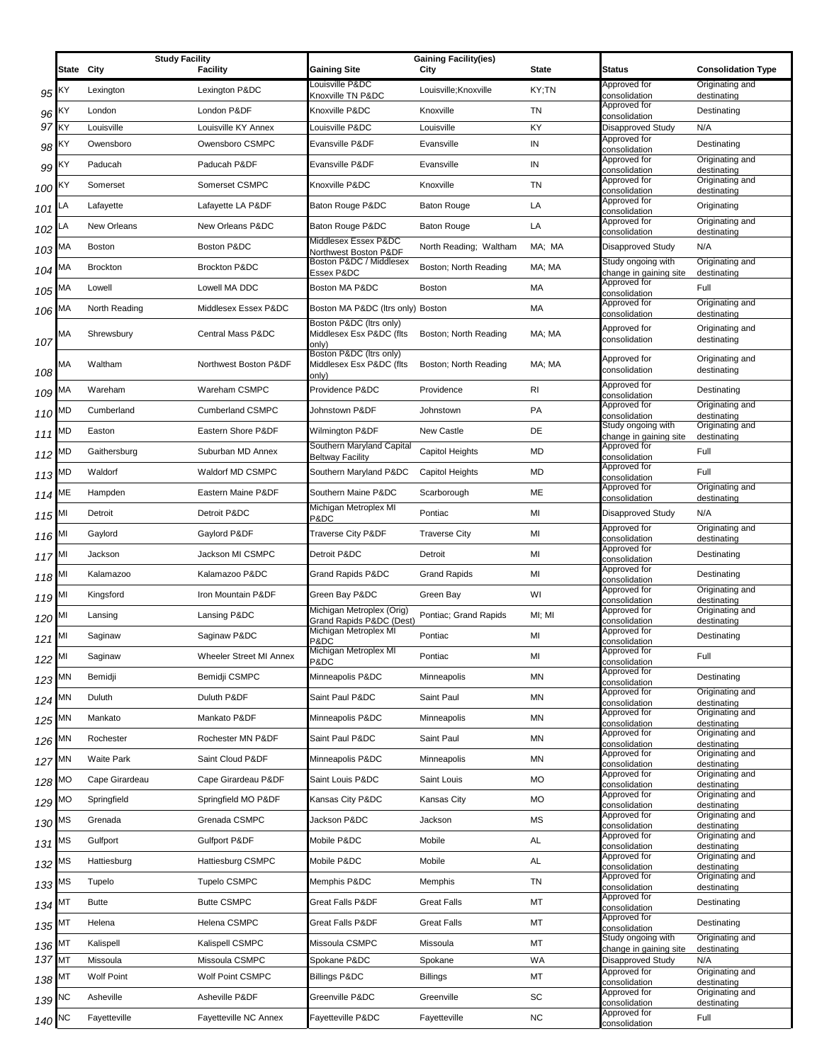| | Study Facility | | | Gaining Facility(ies) | | | | |
|---|---|---|---|---|---|---|---|---|
| | State | City | Facility | Gaining Site | City | State | Status | Consolidation Type |
| 95 | KY | Lexington | Lexington P&DC | Louisville P&DC Knoxville TN P&DC | Louisville;Knoxville | KY;TN | Approved for consolidation | Originating and destinating |
| 96 | KY | London | London P&DF | Knoxville P&DC | Knoxville | TN | Approved for consolidation | Destinating |
| 97 | KY | Louisville | Louisville KY Annex | Louisville P&DC | Louisville | KY | Disapproved Study | N/A |
| 98 | KY | Owensboro | Owensboro CSMPC | Evansville P&DF | Evansville | IN | Approved for consolidation | Destinating |
| 99 | KY | Paducah | Paducah P&DF | Evansville P&DF | Evansville | IN | Approved for consolidation | Originating and destinating |
| 100 | KY | Somerset | Somerset CSMPC | Knoxville P&DC | Knoxville | TN | Approved for consolidation | Originating and destinating |
| 101 | LA | Lafayette | Lafayette LA P&DF | Baton Rouge P&DC | Baton Rouge | LA | Approved for consolidation | Originating |
| 102 | LA | New Orleans | New Orleans P&DC | Baton Rouge P&DC | Baton Rouge | LA | Approved for consolidation | Originating and destinating |
| 103 | MA | Boston | Boston P&DC | Middlesex Essex P&DC Northwest Boston P&DF | North Reading; Waltham | MA; MA | Disapproved Study | N/A |
| 104 | MA | Brockton | Brockton P&DC | Boston P&DC / Middlesex Essex P&DC | Boston; North Reading | MA; MA | Study ongoing with change in gaining site | Originating and destinating |
| 105 | MA | Lowell | Lowell MA DDC | Boston MA P&DC | Boston | MA | Approved for consolidation | Full |
| 106 | MA | North Reading | Middlesex Essex P&DC | Boston MA P&DC (ltrs only) | Boston | MA | Approved for consolidation | Originating and destinating |
| 107 | MA | Shrewsbury | Central Mass P&DC | Boston P&DC (ltrs only) Middlesex Esx P&DC (flts only) | Boston; North Reading | MA; MA | Approved for consolidation | Originating and destinating |
| 108 | MA | Waltham | Northwest Boston P&DF | Boston P&DC (ltrs only) Middlesex Esx P&DC (flts only) | Boston; North Reading | MA; MA | Approved for consolidation | Originating and destinating |
| 109 | MA | Wareham | Wareham CSMPC | Providence P&DC | Providence | RI | Approved for consolidation | Destinating |
| 110 | MD | Cumberland | Cumberland CSMPC | Johnstown P&DF | Johnstown | PA | Approved for consolidation | Originating and destinating |
| 111 | MD | Easton | Eastern Shore P&DF | Wilmington P&DF | New Castle | DE | Study ongoing with change in gaining site | Originating and destinating |
| 112 | MD | Gaithersburg | Suburban MD Annex | Southern Maryland Capital Beltway Facility | Capitol Heights | MD | Approved for consolidation | Full |
| 113 | MD | Waldorf | Waldorf MD CSMPC | Southern Maryland P&DC | Capitol Heights | MD | Approved for consolidation | Full |
| 114 | ME | Hampden | Eastern Maine P&DF | Southern Maine P&DC | Scarborough | ME | Approved for consolidation | Originating and destinating |
| 115 | MI | Detroit | Detroit P&DC | Michigan Metroplex MI P&DC | Pontiac | MI | Disapproved Study | N/A |
| 116 | MI | Gaylord | Gaylord P&DF | Traverse City P&DF | Traverse City | MI | Approved for consolidation | Originating and destinating |
| 117 | MI | Jackson | Jackson MI CSMPC | Detroit P&DC | Detroit | MI | Approved for consolidation | Destinating |
| 118 | MI | Kalamazoo | Kalamazoo P&DC | Grand Rapids P&DC | Grand Rapids | MI | Approved for consolidation | Destinating |
| 119 | MI | Kingsford | Iron Mountain P&DF | Green Bay P&DC | Green Bay | WI | Approved for consolidation | Originating and destinating |
| 120 | MI | Lansing | Lansing P&DC | Michigan Metroplex (Orig) Grand Rapids P&DC (Dest) | Pontiac; Grand Rapids | MI; MI | Approved for consolidation | Originating and destinating |
| 121 | MI | Saginaw | Saginaw P&DC | Michigan Metroplex MI P&DC | Pontiac | MI | Approved for consolidation | Destinating |
| 122 | MI | Saginaw | Wheeler Street MI Annex | Michigan Metroplex MI P&DC | Pontiac | MI | Approved for consolidation | Full |
| 123 | MN | Bemidji | Bemidji CSMPC | Minneapolis P&DC | Minneapolis | MN | Approved for consolidation | Destinating |
| 124 | MN | Duluth | Duluth P&DF | Saint Paul P&DC | Saint Paul | MN | Approved for consolidation | Originating and destinating |
| 125 | MN | Mankato | Mankato P&DF | Minneapolis P&DC | Minneapolis | MN | Approved for consolidation | Originating and destinating |
| 126 | MN | Rochester | Rochester MN P&DF | Saint Paul P&DC | Saint Paul | MN | Approved for consolidation | Originating and destinating |
| 127 | MN | Waite Park | Saint Cloud P&DF | Minneapolis P&DC | Minneapolis | MN | Approved for consolidation | Originating and destinating |
| 128 | MO | Cape Girardeau | Cape Girardeau P&DF | Saint Louis P&DC | Saint Louis | MO | Approved for consolidation | Originating and destinating |
| 129 | MO | Springfield | Springfield MO P&DF | Kansas City P&DC | Kansas City | MO | Approved for consolidation | Originating and destinating |
| 130 | MS | Grenada | Grenada CSMPC | Jackson P&DC | Jackson | MS | Approved for consolidation | Originating and destinating |
| 131 | MS | Gulfport | Gulfport P&DF | Mobile P&DC | Mobile | AL | Approved for consolidation | Originating and destinating |
| 132 | MS | Hattiesburg | Hattiesburg CSMPC | Mobile P&DC | Mobile | AL | Approved for consolidation | Originating and destinating |
| 133 | MS | Tupelo | Tupelo CSMPC | Memphis P&DC | Memphis | TN | Approved for consolidation | Originating and destinating |
| 134 | MT | Butte | Butte CSMPC | Great Falls P&DF | Great Falls | MT | Approved for consolidation | Destinating |
| 135 | MT | Helena | Helena CSMPC | Great Falls P&DF | Great Falls | MT | Approved for consolidation | Destinating |
| 136 | MT | Kalispell | Kalispell CSMPC | Missoula CSMPC | Missoula | MT | Study ongoing with change in gaining site | Originating and destinating |
| 137 | MT | Missoula | Missoula CSMPC | Spokane P&DC | Spokane | WA | Disapproved Study | N/A |
| 138 | MT | Wolf Point | Wolf Point CSMPC | Billings P&DC | Billings | MT | Approved for consolidation | Originating and destinating |
| 139 | NC | Asheville | Asheville P&DF | Greenville P&DC | Greenville | SC | Approved for consolidation | Originating and destinating |
| 140 | NC | Fayetteville | Fayetteville NC Annex | Fayetteville P&DC | Fayetteville | NC | Approved for consolidation | Full |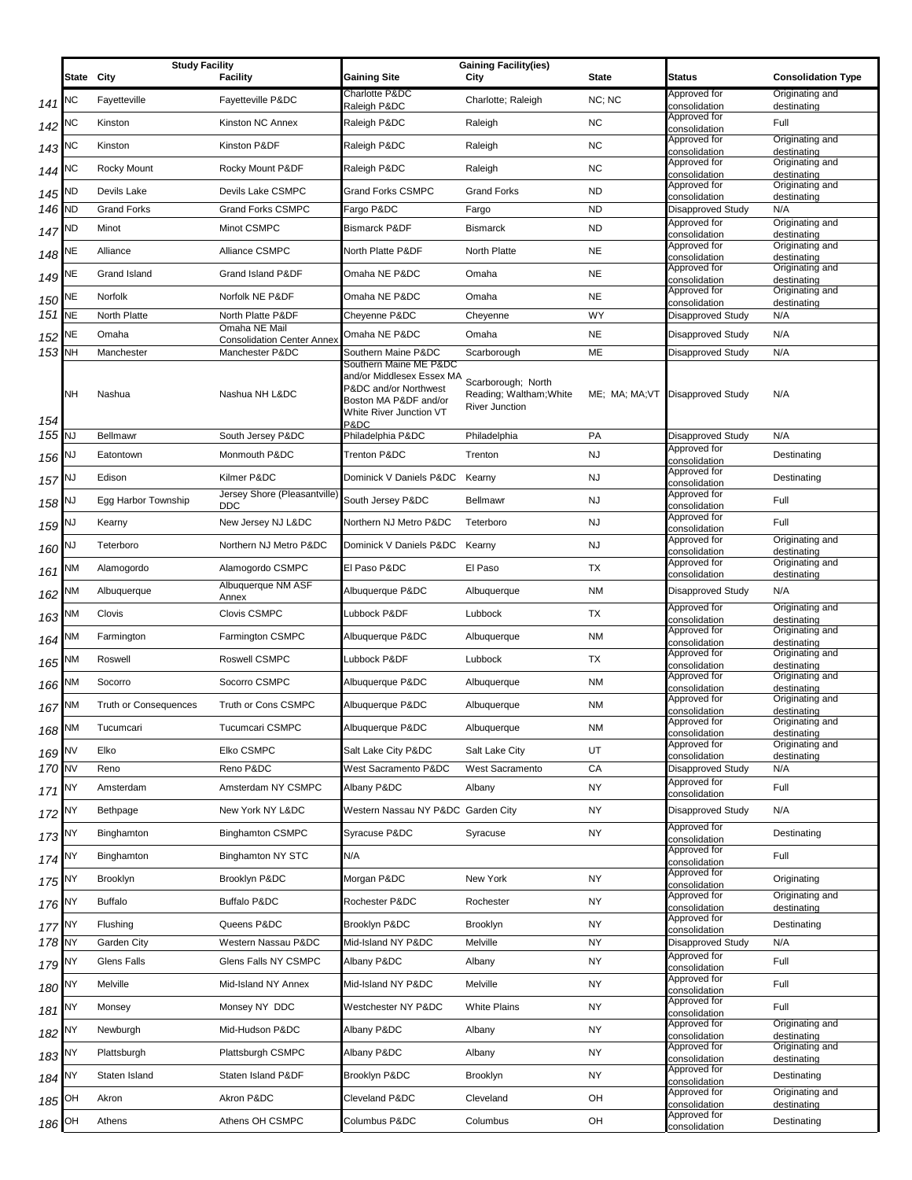| | Study Facility | | | Gaining Facility(ies) | | | | |
|---|---|---|---|---|---|---|---|---|
| | State | City | Facility | Gaining Site | City | State | Status | Consolidation Type |
| 141 | NC | Fayetteville | Fayetteville P&DC | Charlotte P&DC Raleigh P&DC | Charlotte; Raleigh | NC; NC | Approved for consolidation | Originating and destinating |
| 142 | NC | Kinston | Kinston NC Annex | Raleigh P&DC | Raleigh | NC | Approved for consolidation | Full |
| 143 | NC | Kinston | Kinston P&DF | Raleigh P&DC | Raleigh | NC | Approved for consolidation | Originating and destinating |
| 144 | NC | Rocky Mount | Rocky Mount P&DF | Raleigh P&DC | Raleigh | NC | Approved for consolidation | Originating and destinating |
| 145 | ND | Devils Lake | Devils Lake CSMPC | Grand Forks CSMPC | Grand Forks | ND | Approved for consolidation | Originating and destinating |
| 146 | ND | Grand Forks | Grand Forks CSMPC | Fargo P&DC | Fargo | ND | Disapproved Study | N/A |
| 147 | ND | Minot | Minot CSMPC | Bismarck P&DF | Bismarck | ND | Approved for consolidation | Originating and destinating |
| 148 | NE | Alliance | Alliance CSMPC | North Platte P&DF | North Platte | NE | Approved for consolidation | Originating and destinating |
| 149 | NE | Grand Island | Grand Island P&DF | Omaha NE P&DC | Omaha | NE | Approved for consolidation | Originating and destinating |
| 150 | NE | Norfolk | Norfolk NE P&DF | Omaha NE P&DC | Omaha | NE | Approved for consolidation | Originating and destinating |
| 151 | NE | North Platte | North Platte P&DF | Cheyenne P&DC | Cheyenne | WY | Disapproved Study | N/A |
| 152 | NE | Omaha | Omaha NE Mail Consolidation Center Annex | Omaha NE P&DC | Omaha | NE | Disapproved Study | N/A |
| 153 | NH | Manchester | Manchester P&DC | Southern Maine P&DC | Scarborough | ME | Disapproved Study | N/A |
| 154 | NH | Nashua | Nashua NH L&DC | Southern Maine ME P&DC and/or Middlesex Essex MA P&DC and/or Northwest Boston MA P&DF and/or White River Junction VT P&DC | Scarborough; North Reading; Waltham;White River Junction | ME; MA; MA;VT | Disapproved Study | N/A |
| 155 | NJ | Bellmawr | South Jersey P&DC | Philadelphia P&DC | Philadelphia | PA | Disapproved Study | N/A |
| 156 | NJ | Eatontown | Monmouth P&DC | Trenton P&DC | Trenton | NJ | Approved for consolidation | Destinating |
| 157 | NJ | Edison | Kilmer P&DC | Dominick V Daniels P&DC | Kearny | NJ | Approved for consolidation | Destinating |
| 158 | NJ | Egg Harbor Township | Jersey Shore (Pleasantville) DDC | South Jersey P&DC | Bellmawr | NJ | Approved for consolidation | Full |
| 159 | NJ | Kearny | New Jersey NJ L&DC | Northern NJ Metro P&DC | Teterboro | NJ | Approved for consolidation | Full |
| 160 | NJ | Teterboro | Northern NJ Metro P&DC | Dominick V Daniels P&DC | Kearny | NJ | Approved for consolidation | Originating and destinating |
| 161 | NM | Alamogordo | Alamogordo CSMPC | El Paso P&DC | El Paso | TX | Approved for consolidation | Originating and destinating |
| 162 | NM | Albuquerque | Albuquerque NM ASF Annex | Albuquerque P&DC | Albuquerque | NM | Disapproved Study | N/A |
| 163 | NM | Clovis | Clovis CSMPC | Lubbock P&DF | Lubbock | TX | Approved for consolidation | Originating and destinating |
| 164 | NM | Farmington | Farmington CSMPC | Albuquerque P&DC | Albuquerque | NM | Approved for consolidation | Originating and destinating |
| 165 | NM | Roswell | Roswell CSMPC | Lubbock P&DF | Lubbock | TX | Approved for consolidation | Originating and destinating |
| 166 | NM | Socorro | Socorro CSMPC | Albuquerque P&DC | Albuquerque | NM | Approved for consolidation | Originating and destinating |
| 167 | NM | Truth or Consequences | Truth or Cons CSMPC | Albuquerque P&DC | Albuquerque | NM | Approved for consolidation | Originating and destinating |
| 168 | NM | Tucumcari | Tucumcari CSMPC | Albuquerque P&DC | Albuquerque | NM | Approved for consolidation | Originating and destinating |
| 169 | NV | Elko | Elko CSMPC | Salt Lake City P&DC | Salt Lake City | UT | Approved for consolidation | Originating and destinating |
| 170 | NV | Reno | Reno P&DC | West Sacramento P&DC | West Sacramento | CA | Disapproved Study | N/A |
| 171 | NY | Amsterdam | Amsterdam NY CSMPC | Albany P&DC | Albany | NY | Approved for consolidation | Full |
| 172 | NY | Bethpage | New York NY L&DC | Western Nassau NY P&DC | Garden City | NY | Disapproved Study | N/A |
| 173 | NY | Binghamton | Binghamton CSMPC | Syracuse P&DC | Syracuse | NY | Approved for consolidation | Destinating |
| 174 | NY | Binghamton | Binghamton NY STC | N/A | | | Approved for consolidation | Full |
| 175 | NY | Brooklyn | Brooklyn P&DC | Morgan P&DC | New York | NY | Approved for consolidation | Originating |
| 176 | NY | Buffalo | Buffalo P&DC | Rochester P&DC | Rochester | NY | Approved for consolidation | Originating and destinating |
| 177 | NY | Flushing | Queens P&DC | Brooklyn P&DC | Brooklyn | NY | Approved for consolidation | Destinating |
| 178 | NY | Garden City | Western Nassau P&DC | Mid-Island NY P&DC | Melville | NY | Disapproved Study | N/A |
| 179 | NY | Glens Falls | Glens Falls NY CSMPC | Albany P&DC | Albany | NY | Approved for consolidation | Full |
| 180 | NY | Melville | Mid-Island NY Annex | Mid-Island NY P&DC | Melville | NY | Approved for consolidation | Full |
| 181 | NY | Monsey | Monsey NY DDC | Westchester NY P&DC | White Plains | NY | Approved for consolidation | Full |
| 182 | NY | Newburgh | Mid-Hudson P&DC | Albany P&DC | Albany | NY | Approved for consolidation | Originating and destinating |
| 183 | NY | Plattsburgh | Plattsburgh CSMPC | Albany P&DC | Albany | NY | Approved for consolidation | Originating and destinating |
| 184 | NY | Staten Island | Staten Island P&DF | Brooklyn P&DC | Brooklyn | NY | Approved for consolidation | Destinating |
| 185 | OH | Akron | Akron P&DC | Cleveland P&DC | Cleveland | OH | Approved for consolidation | Originating and destinating |
| 186 | OH | Athens | Athens OH CSMPC | Columbus P&DC | Columbus | OH | Approved for consolidation | Destinating |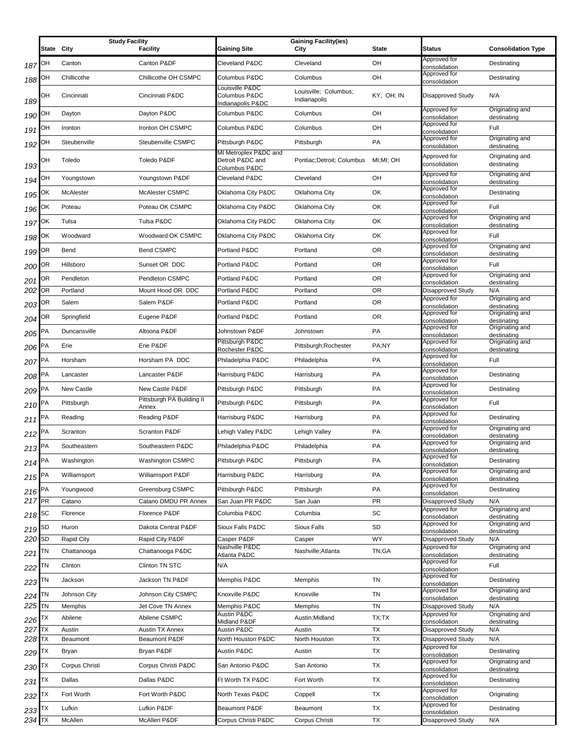| | Study Facility | | | Gaining Facility(ies) | | | | |
|---|---|---|---|---|---|---|---|---|
| | State | City | Facility | Gaining Site | City | State | Status | Consolidation Type |
| 187 | OH | Canton | Canton P&DF | Cleveland P&DC | Cleveland | OH | Approved for consolidation | Destinating |
| 188 | OH | Chillicothe | Chillicothe OH CSMPC | Columbus P&DC | Columbus | OH | Approved for consolidation | Destinating |
| 189 | OH | Cincinnati | Cincinnati P&DC | Louisville P&DC Columbus P&DC Indianapolis P&DC | Louisville; Columbus; Indianapolis | KY; OH; IN | Disapproved Study | N/A |
| 190 | OH | Dayton | Dayton P&DC | Columbus P&DC | Columbus | OH | Approved for consolidation | Originating and destinating |
| 191 | OH | Ironton | Ironton OH CSMPC | Columbus P&DC | Columbus | OH | Approved for consolidation | Full |
| 192 | OH | Steubenville | Steubenville CSMPC | Pittsburgh P&DC | Pittsburgh | PA | Approved for consolidation | Originating and destinating |
| 193 | OH | Toledo | Toledo P&DF | MI Metroplex P&DC and Detroit P&DC and Columbus P&DC | Pontiac;Detroit; Columbus | MI;MI; OH | Approved for consolidation | Originating and destinating |
| 194 | OH | Youngstown | Youngstown P&DF | Cleveland P&DC | Cleveland | OH | Approved for consolidation | Originating and destinating |
| 195 | OK | McAlester | McAlester CSMPC | Oklahoma City P&DC | Oklahoma City | OK | Approved for consolidation | Destinating |
| 196 | OK | Poteau | Poteau OK CSMPC | Oklahoma City P&DC | Oklahoma City | OK | Approved for consolidation | Full |
| 197 | OK | Tulsa | Tulsa P&DC | Oklahoma City P&DC | Oklahoma City | OK | Approved for consolidation | Originating and destinating |
| 198 | OK | Woodward | Woodward OK CSMPC | Oklahoma City P&DC | Oklahoma City | OK | Approved for consolidation | Full |
| 199 | OR | Bend | Bend CSMPC | Portland P&DC | Portland | OR | Approved for consolidation | Originating and destinating |
| 200 | OR | Hillsboro | Sunset OR DDC | Portland P&DC | Portland | OR | Approved for consolidation | Full |
| 201 | OR | Pendleton | Pendleton CSMPC | Portland P&DC | Portland | OR | Approved for consolidation | Originating and destinating |
| 202 | OR | Portland | Mount Hood OR DDC | Portland P&DC | Portland | OR | Disapproved Study | N/A |
| 203 | OR | Salem | Salem P&DF | Portland P&DC | Portland | OR | Approved for consolidation | Originating and destinating |
| 204 | OR | Springfield | Eugene P&DF | Portland P&DC | Portland | OR | Approved for consolidation | Originating and destinating |
| 205 | PA | Duncansville | Altoona P&DF | Johnstown P&DF | Johnstown | PA | Approved for consolidation | Originating and destinating |
| 206 | PA | Erie | Erie P&DF | Pittsburgh P&DC Rochester P&DC | Pittsburgh;Rochester | PA;NY | Approved for consolidation | Originating and destinating |
| 207 | PA | Horsham | Horsham PA DDC | Philadelphia P&DC | Philadelphia | PA | Approved for consolidation | Full |
| 208 | PA | Lancaster | Lancaster P&DF | Harrisburg P&DC | Harrisburg | PA | Approved for consolidation | Destinating |
| 209 | PA | New Castle | New Castle P&DF | Pittsburgh P&DC | Pittsburgh | PA | Approved for consolidation | Destinating |
| 210 | PA | Pittsburgh | Pittsburgh PA Building II Annex | Pittsburgh P&DC | Pittsburgh | PA | Approved for consolidation | Full |
| 211 | PA | Reading | Reading P&DF | Harrisburg P&DC | Harrisburg | PA | Approved for consolidation | Destinating |
| 212 | PA | Scranton | Scranton P&DF | Lehigh Valley P&DC | Lehigh Valley | PA | Approved for consolidation | Originating and destinating |
| 213 | PA | Southeastern | Southeastern P&DC | Philadelphia P&DC | Philadelphia | PA | Approved for consolidation | Originating and destinating |
| 214 | PA | Washington | Washington CSMPC | Pittsburgh P&DC | Pittsburgh | PA | Approved for consolidation | Destinating |
| 215 | PA | Williamsport | Williamsport P&DF | Harrisburg P&DC | Harrisburg | PA | Approved for consolidation | Originating and destinating |
| 216 | PA | Youngwood | Greensburg CSMPC | Pittsburgh P&DC | Pittsburgh | PA | Approved for consolidation | Destinating |
| 217 | PR | Catano | Catano DMDU PR Annex | San Juan PR P&DC | San Juan | PR | Disapproved Study | N/A |
| 218 | SC | Florence | Florence P&DF | Columbia P&DC | Columbia | SC | Approved for consolidation | Originating and destinating |
| 219 | SD | Huron | Dakota Central P&DF | Sioux Falls P&DC | Sioux Falls | SD | Approved for consolidation | Originating and destinating |
| 220 | SD | Rapid City | Rapid City P&DF | Casper P&DF | Casper | WY | Disapproved Study | N/A |
| 221 | TN | Chattanooga | Chattanooga P&DC | Nashville P&DC Atlanta P&DC | Nashville;Atlanta | TN;GA | Approved for consolidation | Originating and destinating |
| 222 | TN | Clinton | Clinton TN STC | N/A | | | Approved for consolidation | Full |
| 223 | TN | Jackson | Jackson TN P&DF | Memphis P&DC | Memphis | TN | Approved for consolidation | Destinating |
| 224 | TN | Johnson City | Johnson City CSMPC | Knoxville P&DC | Knoxville | TN | Approved for consolidation | Originating and destinating |
| 225 | TN | Memphis | Jet Cove TN Annex | Memphis P&DC | Memphis | TN | Disapproved Study | N/A |
| 226 | TX | Abilene | Abilene CSMPC | Austin P&DC Midland P&DF | Austin;Midland | TX;TX | Approved for consolidation | Originating and destinating |
| 227 | TX | Austin | Austin TX Annex | Austin P&DC | Austin | TX | Disapproved Study | N/A |
| 228 | TX | Beaumont | Beaumont P&DF | North Houston P&DC | North Houston | TX | Disapproved Study | N/A |
| 229 | TX | Bryan | Bryan P&DF | Austin P&DC | Austin | TX | Approved for consolidation | Destinating |
| 230 | TX | Corpus Christi | Corpus Christi P&DC | San Antonio P&DC | San Antonio | TX | Approved for consolidation | Originating and destinating |
| 231 | TX | Dallas | Dallas P&DC | Ft Worth TX P&DC | Fort Worth | TX | Approved for consolidation | Destinating |
| 232 | TX | Fort Worth | Fort Worth P&DC | North Texas P&DC | Coppell | TX | Approved for consolidation | Originating |
| 233 | TX | Lufkin | Lufkin P&DF | Beaumont P&DF | Beaumont | TX | Approved for consolidation | Destinating |
| 234 | TX | McAllen | McAllen P&DF | Corpus Christi P&DC | Corpus Christi | TX | Disapproved Study | N/A |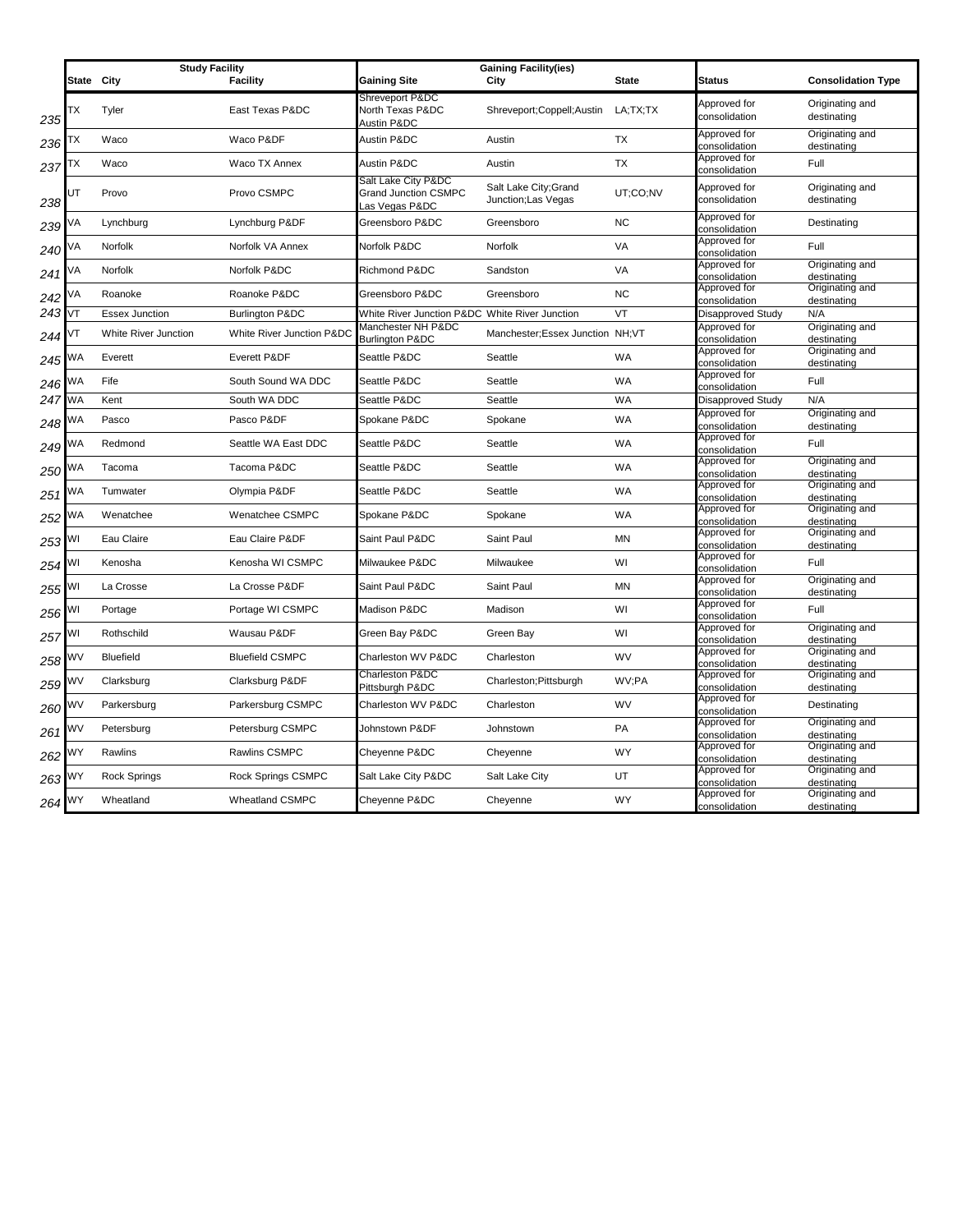| | Study Facility | | | Gaining Facility(ies) | | | | |
|---|---|---|---|---|---|---|---|---|
| | State | City | Facility | Gaining Site | City | State | Status | Consolidation Type |
| 235 | TX | Tyler | East Texas P&DC | Shreveport P&DC North Texas P&DC Austin P&DC | Shreveport;Coppell;Austin | LA;TX;TX | Approved for consolidation | Originating and destinating |
| 236 | TX | Waco | Waco P&DF | Austin P&DC | Austin | TX | Approved for consolidation | Originating and destinating |
| 237 | TX | Waco | Waco TX Annex | Austin P&DC | Austin | TX | Approved for consolidation | Full |
| 238 | UT | Provo | Provo CSMPC | Salt Lake City P&DC Grand Junction CSMPC Las Vegas P&DC | Salt Lake City;Grand Junction;Las Vegas | UT;CO;NV | Approved for consolidation | Originating and destinating |
| 239 | VA | Lynchburg | Lynchburg P&DF | Greensboro P&DC | Greensboro | NC | Approved for consolidation | Destinating |
| 240 | VA | Norfolk | Norfolk VA Annex | Norfolk P&DC | Norfolk | VA | Approved for consolidation | Full |
| 241 | VA | Norfolk | Norfolk P&DC | Richmond P&DC | Sandston | VA | Approved for consolidation | Originating and destinating |
| 242 | VA | Roanoke | Roanoke P&DC | Greensboro P&DC | Greensboro | NC | Approved for consolidation | Originating and destinating |
| 243 | VT | Essex Junction | Burlington P&DC | White River Junction P&DC | White River Junction | VT | Disapproved Study | N/A |
| 244 | VT | White River Junction | White River Junction P&DC | Manchester NH P&DC Burlington P&DC | Manchester;Essex Junction | NH;VT | Approved for consolidation | Originating and destinating |
| 245 | WA | Everett | Everett P&DF | Seattle P&DC | Seattle | WA | Approved for consolidation | Originating and destinating |
| 246 | WA | Fife | South Sound WA DDC | Seattle P&DC | Seattle | WA | Approved for consolidation | Full |
| 247 | WA | Kent | South WA DDC | Seattle P&DC | Seattle | WA | Disapproved Study | N/A |
| 248 | WA | Pasco | Pasco P&DF | Spokane P&DC | Spokane | WA | Approved for consolidation | Originating and destinating |
| 249 | WA | Redmond | Seattle WA East DDC | Seattle P&DC | Seattle | WA | Approved for consolidation | Full |
| 250 | WA | Tacoma | Tacoma P&DC | Seattle P&DC | Seattle | WA | Approved for consolidation | Originating and destinating |
| 251 | WA | Tumwater | Olympia P&DF | Seattle P&DC | Seattle | WA | Approved for consolidation | Originating and destinating |
| 252 | WA | Wenatchee | Wenatchee CSMPC | Spokane P&DC | Spokane | WA | Approved for consolidation | Originating and destinating |
| 253 | WI | Eau Claire | Eau Claire P&DF | Saint Paul P&DC | Saint Paul | MN | Approved for consolidation | Originating and destinating |
| 254 | WI | Kenosha | Kenosha WI CSMPC | Milwaukee P&DC | Milwaukee | WI | Approved for consolidation | Full |
| 255 | WI | La Crosse | La Crosse P&DF | Saint Paul P&DC | Saint Paul | MN | Approved for consolidation | Originating and destinating |
| 256 | WI | Portage | Portage WI CSMPC | Madison P&DC | Madison | WI | Approved for consolidation | Full |
| 257 | WI | Rothschild | Wausau P&DF | Green Bay P&DC | Green Bay | WI | Approved for consolidation | Originating and destinating |
| 258 | WV | Bluefield | Bluefield CSMPC | Charleston WV P&DC | Charleston | WV | Approved for consolidation | Originating and destinating |
| 259 | WV | Clarksburg | Clarksburg P&DF | Charleston P&DC Pittsburgh P&DC | Charleston;Pittsburgh | WV;PA | Approved for consolidation | Originating and destinating |
| 260 | WV | Parkersburg | Parkersburg CSMPC | Charleston WV P&DC | Charleston | WV | Approved for consolidation | Destinating |
| 261 | WV | Petersburg | Petersburg CSMPC | Johnstown P&DF | Johnstown | PA | Approved for consolidation | Originating and destinating |
| 262 | WY | Rawlins | Rawlins CSMPC | Cheyenne P&DC | Cheyenne | WY | Approved for consolidation | Originating and destinating |
| 263 | WY | Rock Springs | Rock Springs CSMPC | Salt Lake City P&DC | Salt Lake City | UT | Approved for consolidation | Originating and destinating |
| 264 | WY | Wheatland | Wheatland CSMPC | Cheyenne P&DC | Cheyenne | WY | Approved for consolidation | Originating and destinating |